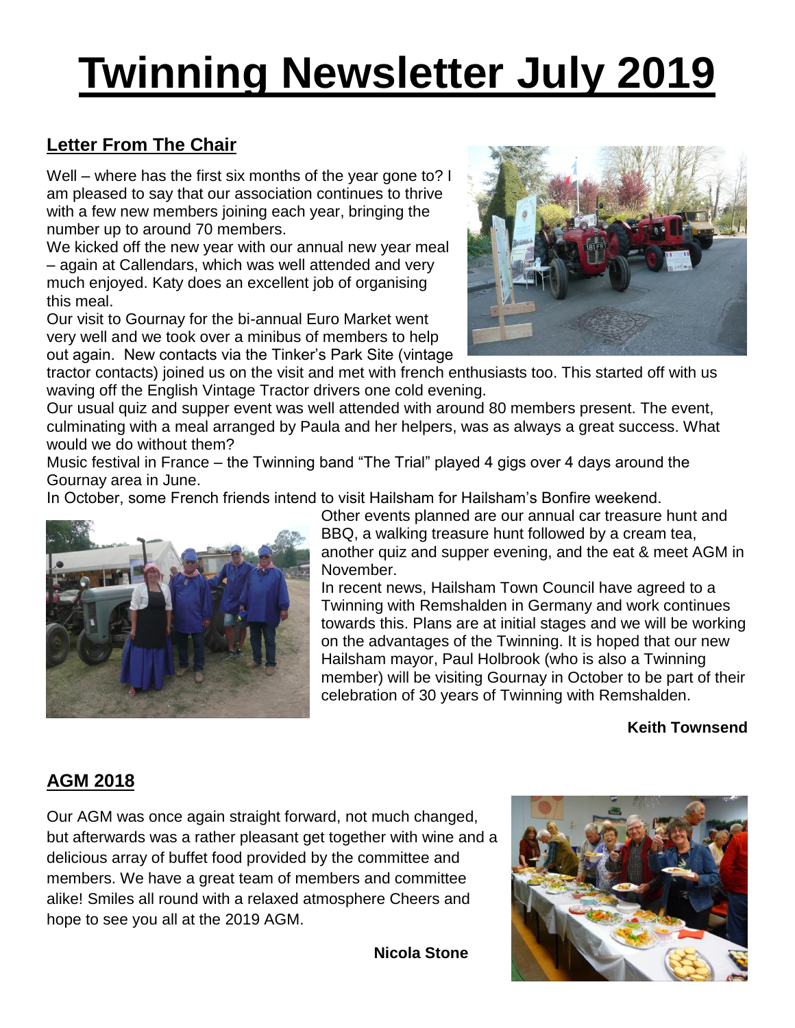# Twinning Newsletter July 2019

## Letter From The Chair

Well – where has the first six months of the year gone to? I am pleased to say that our association continues to thrive with a few new members joining each year, bringing the number up to around 70 members.

We kicked off the new year with our annual new year meal – again at Callendars, which was well attended and very much enjoyed. Katy does an excellent job of organising this meal.

Our visit to Gournay for the bi-annual Euro Market went very well and we took over a minibus of members to help out again. New contacts via the Tinker's Park Site (vintage tractor contacts) joined us on the visit and met with french enthusiasts too. This started off with us waving off the English Vintage Tractor drivers one cold evening.

Our usual quiz and supper event was well attended with around 80 members present. The event, culminating with a meal arranged by Paula and her helpers, was as always a great success. What would we do without them?

Music festival in France – the Twinning band "The Trial" played 4 gigs over 4 days around the Gournay area in June.

In October, some French friends intend to visit Hailsham for Hailsham's Bonfire weekend.

Other events planned are our annual car treasure hunt and BBQ, a walking treasure hunt followed by a cream tea, another quiz and supper evening, and the eat & meet AGM in November.

In recent news, Hailsham Town Council have agreed to a Twinning with Remshalden in Germany and work continues towards this. Plans are at initial stages and we will be working on the advantages of the Twinning. It is hoped that our new Hailsham mayor, Paul Holbrook (who is also a Twinning member) will be visiting Gournay in October to be part of their celebration of 30 years of Twinning with Remshalden.

**Keith Townsend**

## AGM 2018

Our AGM was once again straight forward, not much changed, but afterwards was a rather pleasant get together with wine and a delicious array of buffet food provided by the committee and members. We have a great team of members and committee alike! Smiles all round with a relaxed atmosphere Cheers and hope to see you all at the 2019 AGM.

**Nicola Stone**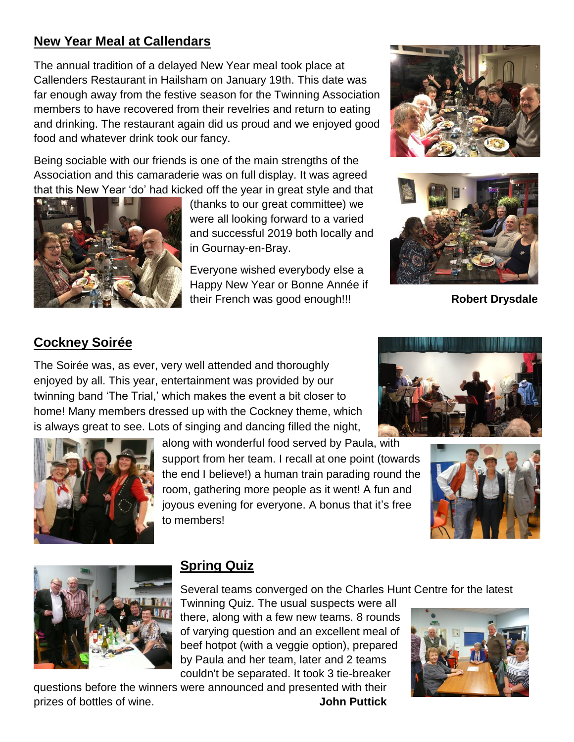## New Year Meal at Callendars

The annual tradition of a delayed New Year meal took place at Callenders Restaurant in Hailsham on January 19th. This date was far enough away from the festive season for the Twinning Association members to have recovered from their revelries and return to eating and drinking. The restaurant again did us proud and we enjoyed good food and whatever drink took our fancy.

Being sociable with our friends is one of the main strengths of the Association and this camaraderie was on full display. It was agreed that this New Year 'do' had kicked off the year in great style and that (thanks to our great committee) we were all looking forward to a varied and successful 2019 both locally and in Gournay-en-Bray.

Everyone wished everybody else a Happy New Year or Bonne Année if their French was good enough!!!

**Robert Drysdale**

## Cockney Soirée

The Soirée was, as ever, very well attended and thoroughly enjoyed by all. This year, entertainment was provided by our twinning band 'The Trial,' which makes the event a bit closer to home! Many members dressed up with the Cockney theme, which is always great to see. Lots of singing and dancing filled the night, along with wonderful food served by Paula, with support from her team. I recall at one point (towards the end I believe!) a human train parading round the room, gathering more people as it went! A fun and joyous evening for everyone. A bonus that it's free to members!

## Spring Quiz

Several teams converged on the Charles Hunt Centre for the latest Twinning Quiz. The usual suspects were all there, along with a few new teams. 8 rounds of varying question and an excellent meal of beef hotpot (with a veggie option), prepared by Paula and her team, later and 2 teams couldn't be separated. It took 3 tie-breaker questions before the winners were announced and presented with their prizes of bottles of wine.

**John Puttick**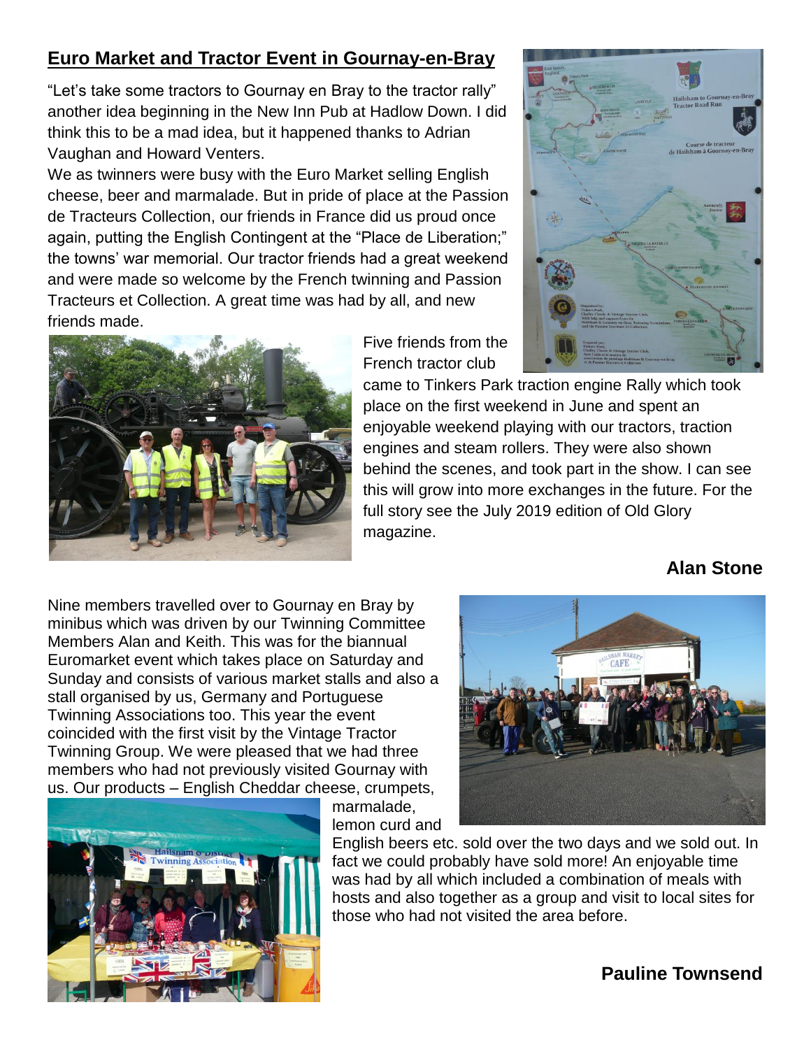## Euro Market and Tractor Event in Gournay-en-Bray

"Let's take some tractors to Gournay en Bray to the tractor rally" another idea beginning in the New Inn Pub at Hadlow Down. I did think this to be a mad idea, but it happened thanks to Adrian Vaughan and Howard Venters.

We as twinners were busy with the Euro Market selling English cheese, beer and marmalade. But in pride of place at the Passion de Tracteurs Collection, our friends in France did us proud once again, putting the English Contingent at the "Place de Liberation;" the towns' war memorial. Our tractor friends had a great weekend and were made so welcome by the French twinning and Passion Tracteurs et Collection. A great time was had by all, and new friends made.

Five friends from the French tractor club came to Tinkers Park traction engine Rally which took place on the first weekend in June and spent an enjoyable weekend playing with our tractors, traction engines and steam rollers. They were also shown behind the scenes, and took part in the show. I can see this will grow into more exchanges in the future. For the full story see the July 2019 edition of Old Glory magazine.

**Alan Stone**

Nine members travelled over to Gournay en Bray by minibus which was driven by our Twinning Committee Members Alan and Keith. This was for the biannual Euromarket event which takes place on Saturday and Sunday and consists of various market stalls and also a stall organised by us, Germany and Portuguese Twinning Associations too. This year the event coincided with the first visit by the Vintage Tractor Twinning Group. We were pleased that we had three members who had not previously visited Gournay with us. Our products – English Cheddar cheese, crumpets, marmalade, lemon curd and English beers etc. sold over the two days and we sold out. In fact we could probably have sold more! An enjoyable time was had by all which included a combination of meals with hosts and also together as a group and visit to local sites for those who had not visited the area before.

**Pauline Townsend**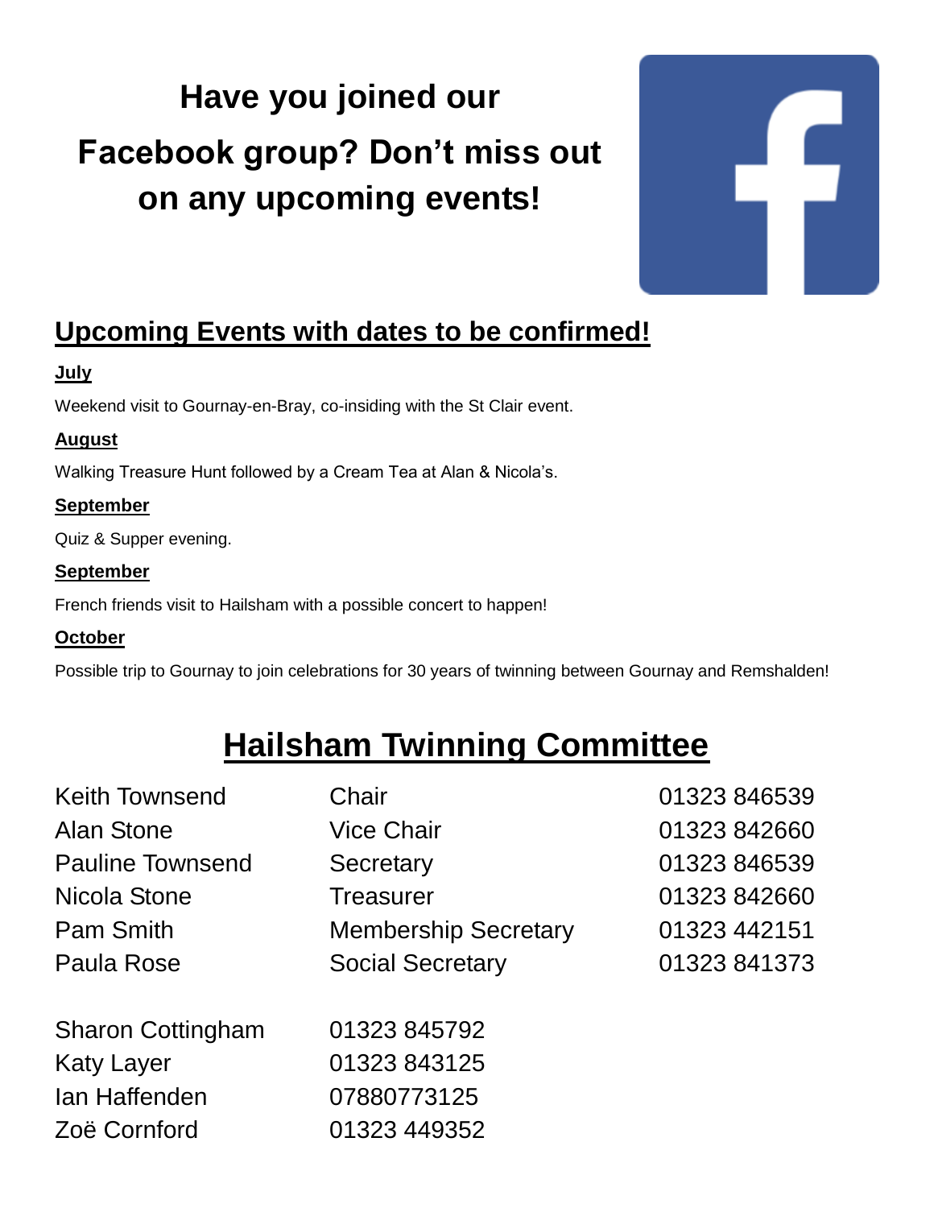# Have you joined our Facebook group? Don't miss out on any upcoming events!

## Upcoming Events with dates to be confirmed!

**July**

Weekend visit to Gournay-en-Bray, co-insiding with the St Clair event.

**August**

Walking Treasure Hunt followed by a Cream Tea at Alan & Nicola's.

**September**

Quiz & Supper evening.

**September**

French friends visit to Hailsham with a possible concert to happen!

**October**

Possible trip to Gournay to join celebrations for 30 years of twinning between Gournay and Remshalden!

## Hailsham Twinning Committee

| | | |
|---|---|---|
| Keith Townsend | Chair | 01323 846539 |
| Alan Stone | Vice Chair | 01323 842660 |
| Pauline Townsend | Secretary | 01323 846539 |
| Nicola Stone | Treasurer | 01323 842660 |
| Pam Smith | Membership Secretary | 01323 442151 |
| Paula Rose | Social Secretary | 01323 841373 |

| | |
|---|---|
| Sharon Cottingham | 01323 845792 |
| Katy Layer | 01323 843125 |
| Ian Haffenden | 07880773125 |
| Zoë Cornford | 01323 449352 |